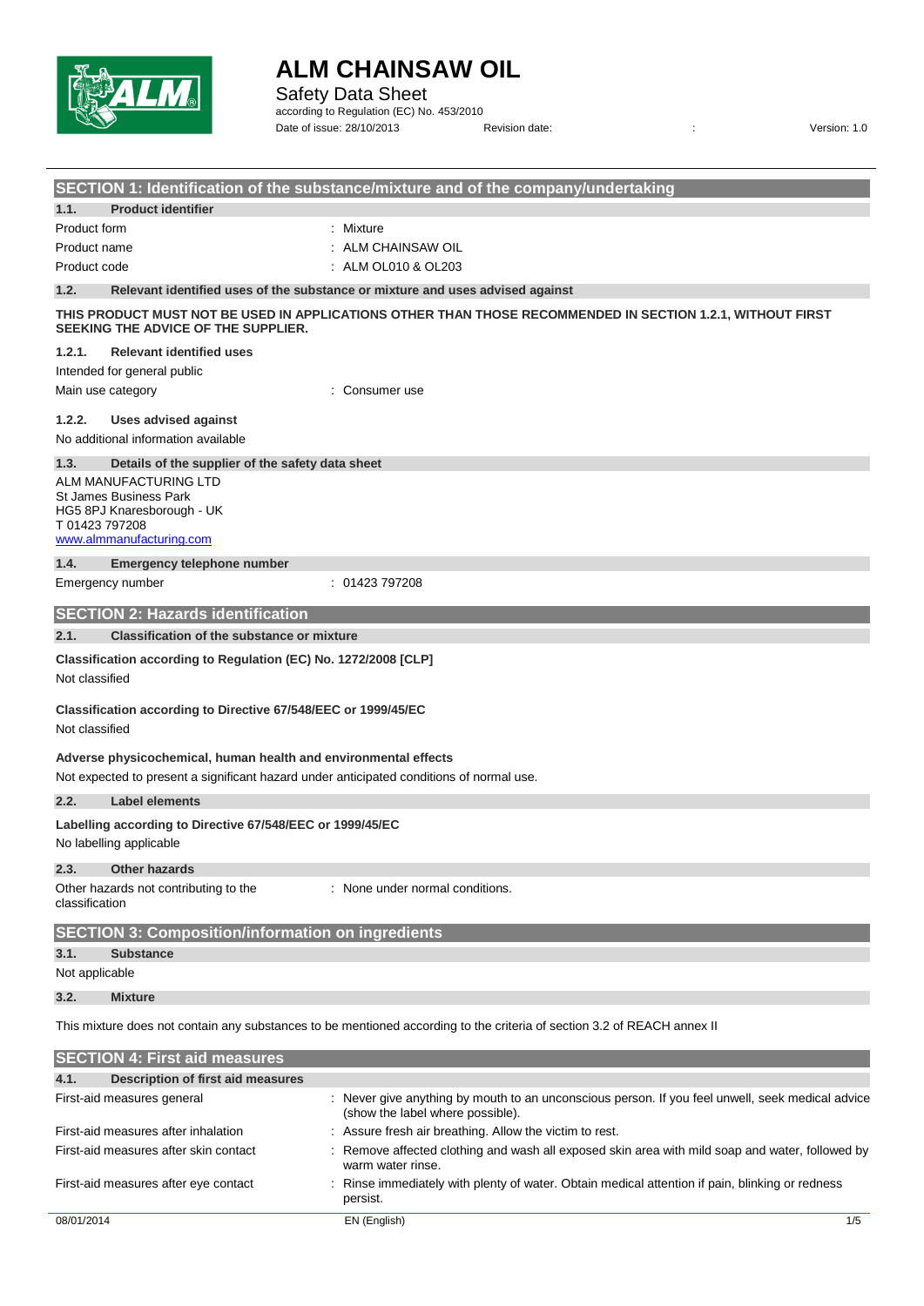# ALM CHAINSAW OIL

Safety Data Sheet

according to Regulation (EC) No. 453/2010

Date of issue: 28/10/2013 Revision date: : Version: 1.0

## SECTION 1: Identification of the substance/mixture and of the company/undertaking

### 1.1. Product identifier

| | |
|---|---|
| Product form | : Mixture |
| Product name | : ALM CHAINSAW OIL |
| Product code | : ALM OL010 & OL203 |

### 1.2. Relevant identified uses of the substance or mixture and uses advised against

**THIS PRODUCT MUST NOT BE USED IN APPLICATIONS OTHER THAN THOSE RECOMMENDED IN SECTION 1.2.1, WITHOUT FIRST SEEKING THE ADVICE OF THE SUPPLIER.**

#### 1.2.1. Relevant identified uses

Intended for general public

Main use category : Consumer use

#### 1.2.2. Uses advised against

No additional information available

### 1.3. Details of the supplier of the safety data sheet

ALM MANUFACTURING LTD
St James Business Park
HG5 8PJ Knaresborough - UK
T 01423 797208
www.almmanufacturing.com

### 1.4. Emergency telephone number

Emergency number : 01423 797208

## SECTION 2: Hazards identification

### 2.1. Classification of the substance or mixture

**Classification according to Regulation (EC) No. 1272/2008 [CLP]**

Not classified

**Classification according to Directive 67/548/EEC or 1999/45/EC**

Not classified

**Adverse physicochemical, human health and environmental effects**

Not expected to present a significant hazard under anticipated conditions of normal use.

### 2.2. Label elements

**Labelling according to Directive 67/548/EEC or 1999/45/EC**

No labelling applicable

### 2.3. Other hazards

Other hazards not contributing to the classification : None under normal conditions.

## SECTION 3: Composition/information on ingredients

### 3.1. Substance

Not applicable

### 3.2. Mixture

This mixture does not contain any substances to be mentioned according to the criteria of section 3.2 of REACH annex II

## SECTION 4: First aid measures

### 4.1. Description of first aid measures

| | |
|---|---|
| First-aid measures general | : Never give anything by mouth to an unconscious person. If you feel unwell, seek medical advice (show the label where possible). |
| First-aid measures after inhalation | : Assure fresh air breathing. Allow the victim to rest. |
| First-aid measures after skin contact | : Remove affected clothing and wash all exposed skin area with mild soap and water, followed by warm water rinse. |
| First-aid measures after eye contact | : Rinse immediately with plenty of water. Obtain medical attention if pain, blinking or redness persist. |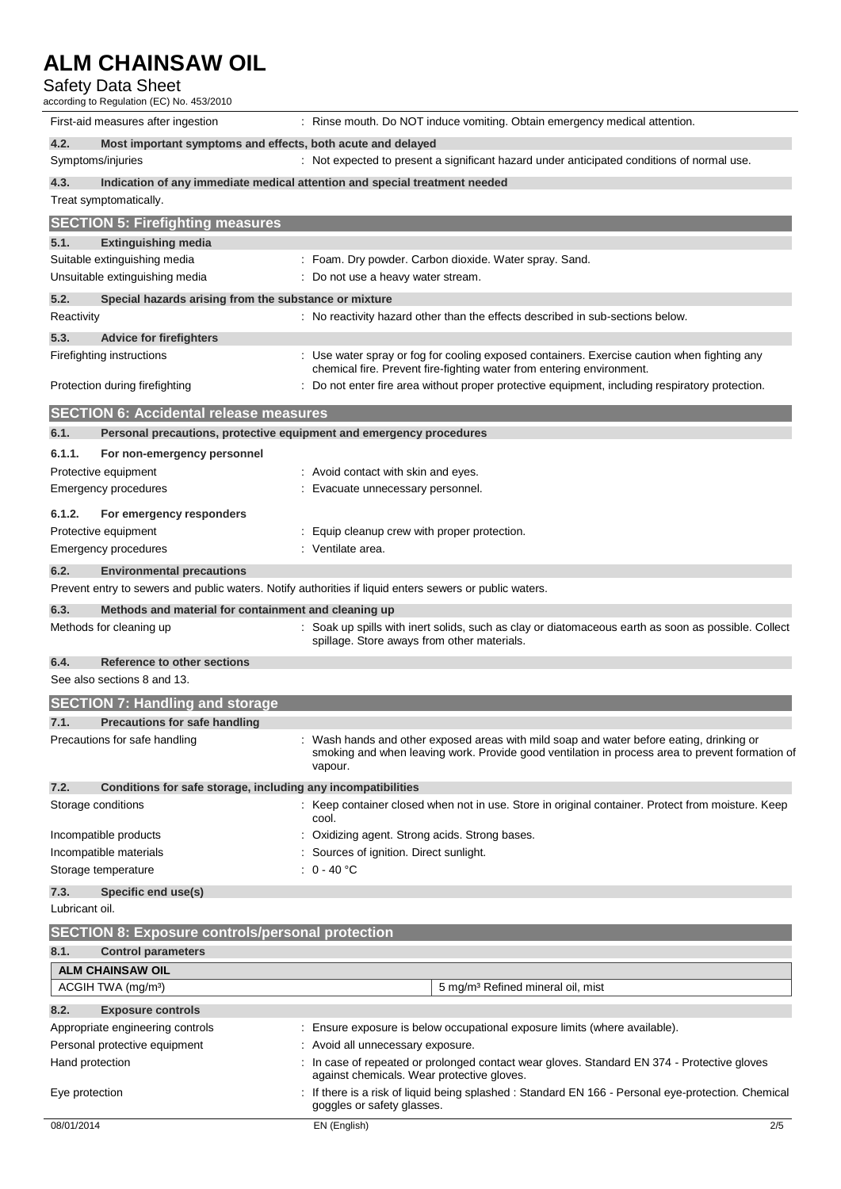First-aid measures after ingestion : Rinse mouth. Do NOT induce vomiting. Obtain emergency medical attention.

**4.2. Most important symptoms and effects, both acute and delayed**

Symptoms/injuries : Not expected to present a significant hazard under anticipated conditions of normal use.

**4.3. Indication of any immediate medical attention and special treatment needed**

Treat symptomatically.

## SECTION 5: Firefighting measures

**5.1. Extinguishing media**

Suitable extinguishing media : Foam. Dry powder. Carbon dioxide. Water spray. Sand.

Unsuitable extinguishing media : Do not use a heavy water stream.

**5.2. Special hazards arising from the substance or mixture**

Reactivity : No reactivity hazard other than the effects described in sub-sections below.

**5.3. Advice for firefighters**

Firefighting instructions : Use water spray or fog for cooling exposed containers. Exercise caution when fighting any chemical fire. Prevent fire-fighting water from entering environment.

Protection during firefighting : Do not enter fire area without proper protective equipment, including respiratory protection.

## SECTION 6: Accidental release measures

**6.1. Personal precautions, protective equipment and emergency procedures**

**6.1.1. For non-emergency personnel**

Protective equipment : Avoid contact with skin and eyes.

Emergency procedures : Evacuate unnecessary personnel.

**6.1.2. For emergency responders**

Protective equipment : Equip cleanup crew with proper protection.

Emergency procedures : Ventilate area.

**6.2. Environmental precautions**

Prevent entry to sewers and public waters. Notify authorities if liquid enters sewers or public waters.

**6.3. Methods and material for containment and cleaning up**

Methods for cleaning up : Soak up spills with inert solids, such as clay or diatomaceous earth as soon as possible. Collect spillage. Store aways from other materials.

**6.4. Reference to other sections**

See also sections 8 and 13.

## SECTION 7: Handling and storage

**7.1. Precautions for safe handling**

Precautions for safe handling : Wash hands and other exposed areas with mild soap and water before eating, drinking or smoking and when leaving work. Provide good ventilation in process area to prevent formation of vapour.

**7.2. Conditions for safe storage, including any incompatibilities**

Storage conditions : Keep container closed when not in use. Store in original container. Protect from moisture. Keep cool.

Incompatible products : Oxidizing agent. Strong acids. Strong bases.

Incompatible materials : Sources of ignition. Direct sunlight.

Storage temperature : 0 - 40 °C

**7.3. Specific end use(s)**

Lubricant oil.

## SECTION 8: Exposure controls/personal protection

**8.1. Control parameters**

| ALM CHAINSAW OIL | |
|---|---|
| ACGIH TWA (mg/m³) | 5 mg/m³ Refined mineral oil, mist |

**8.2. Exposure controls**

Appropriate engineering controls : Ensure exposure is below occupational exposure limits (where available).

Personal protective equipment : Avoid all unnecessary exposure.

Hand protection : In case of repeated or prolonged contact wear gloves. Standard EN 374 - Protective gloves against chemicals. Wear protective gloves.

Eye protection : If there is a risk of liquid being splashed : Standard EN 166 - Personal eye-protection. Chemical goggles or safety glasses.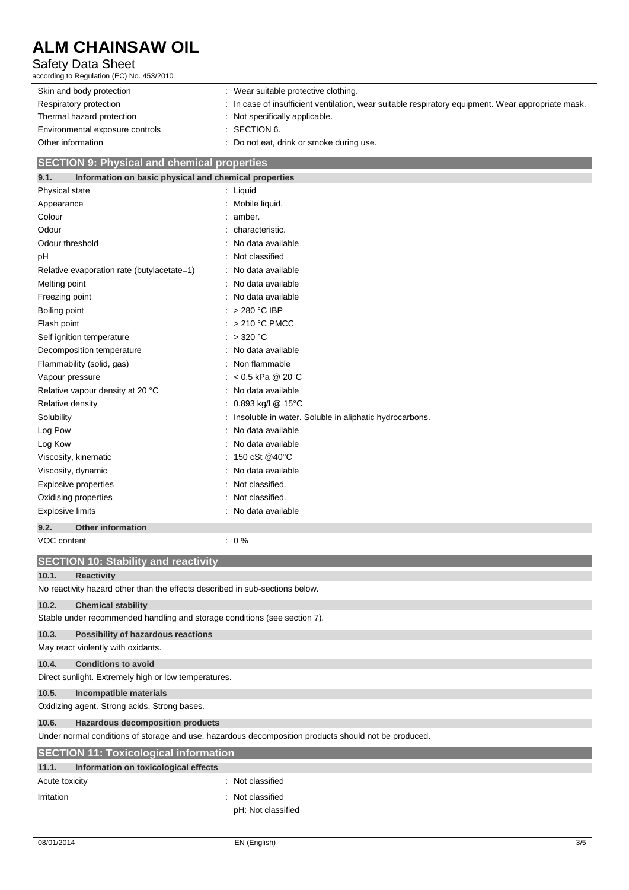| | |
|---|---|
| Skin and body protection | : Wear suitable protective clothing. |
| Respiratory protection | : In case of insufficient ventilation, wear suitable respiratory equipment. Wear appropriate mask. |
| Thermal hazard protection | : Not specifically applicable. |
| Environmental exposure controls | : SECTION 6. |
| Other information | : Do not eat, drink or smoke during use. |

## SECTION 9: Physical and chemical properties

### 9.1. Information on basic physical and chemical properties

| | |
|---|---|
| Physical state | : Liquid |
| Appearance | : Mobile liquid. |
| Colour | : amber. |
| Odour | : characteristic. |
| Odour threshold | : No data available |
| pH | : Not classified |
| Relative evaporation rate (butylacetate=1) | : No data available |
| Melting point | : No data available |
| Freezing point | : No data available |
| Boiling point | : > 280 °C IBP |
| Flash point | : > 210 °C PMCC |
| Self ignition temperature | : > 320 °C |
| Decomposition temperature | : No data available |
| Flammability (solid, gas) | : Non flammable |
| Vapour pressure | : < 0.5 kPa @ 20°C |
| Relative vapour density at 20 °C | : No data available |
| Relative density | : 0.893 kg/l @ 15°C |
| Solubility | : Insoluble in water. Soluble in aliphatic hydrocarbons. |
| Log Pow | : No data available |
| Log Kow | : No data available |
| Viscosity, kinematic | : 150 cSt @40°C |
| Viscosity, dynamic | : No data available |
| Explosive properties | : Not classified. |
| Oxidising properties | : Not classified. |
| Explosive limits | : No data available |

### 9.2. Other information

| | |
|---|---|
| VOC content | : 0 % |

## SECTION 10: Stability and reactivity

### 10.1. Reactivity

No reactivity hazard other than the effects described in sub-sections below.

### 10.2. Chemical stability

Stable under recommended handling and storage conditions (see section 7).

### 10.3. Possibility of hazardous reactions

May react violently with oxidants.

### 10.4. Conditions to avoid

Direct sunlight. Extremely high or low temperatures.

### 10.5. Incompatible materials

Oxidizing agent. Strong acids. Strong bases.

### 10.6. Hazardous decomposition products

Under normal conditions of storage and use, hazardous decomposition products should not be produced.

## SECTION 11: Toxicological information

### 11.1. Information on toxicological effects

| | |
|---|---|
| Acute toxicity | : Not classified |
| Irritation | : Not classified<br>pH: Not classified |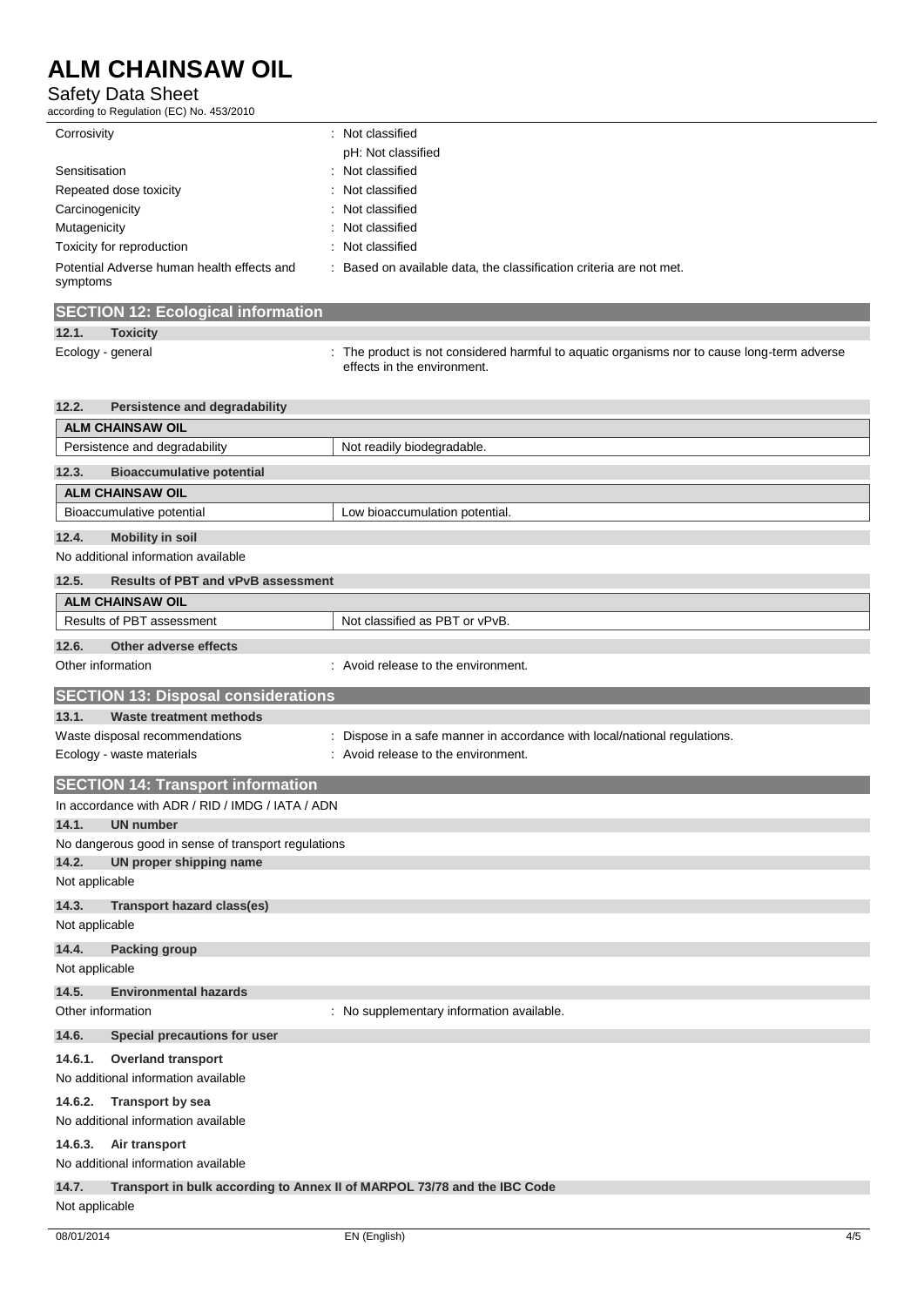| | |
|---|---|
| Corrosivity | : Not classified<br>pH: Not classified |
| Sensitisation | : Not classified |
| Repeated dose toxicity | : Not classified |
| Carcinogenicity | : Not classified |
| Mutagenicity | : Not classified |
| Toxicity for reproduction | : Not classified |
| Potential Adverse human health effects and symptoms | : Based on available data, the classification criteria are not met. |

## SECTION 12: Ecological information

### 12.1. Toxicity

Ecology - general : The product is not considered harmful to aquatic organisms nor to cause long-term adverse effects in the environment.

### 12.2. Persistence and degradability

| ALM CHAINSAW OIL | |
|---|---|
| Persistence and degradability | Not readily biodegradable. |

### 12.3. Bioaccumulative potential

| ALM CHAINSAW OIL | |
|---|---|
| Bioaccumulative potential | Low bioaccumulation potential. |

### 12.4. Mobility in soil

No additional information available

### 12.5. Results of PBT and vPvB assessment

| ALM CHAINSAW OIL | |
|---|---|
| Results of PBT assessment | Not classified as PBT or vPvB. |

### 12.6. Other adverse effects

Other information : Avoid release to the environment.

## SECTION 13: Disposal considerations

### 13.1. Waste treatment methods

Waste disposal recommendations : Dispose in a safe manner in accordance with local/national regulations.

Ecology - waste materials : Avoid release to the environment.

## SECTION 14: Transport information

In accordance with ADR / RID / IMDG / IATA / ADN

### 14.1. UN number

No dangerous good in sense of transport regulations

### 14.2. UN proper shipping name

Not applicable

### 14.3. Transport hazard class(es)

Not applicable

### 14.4. Packing group

Not applicable

### 14.5. Environmental hazards

Other information : No supplementary information available.

### 14.6. Special precautions for user

#### 14.6.1. Overland transport

No additional information available

#### 14.6.2. Transport by sea

No additional information available

#### 14.6.3. Air transport

No additional information available

### 14.7. Transport in bulk according to Annex II of MARPOL 73/78 and the IBC Code

Not applicable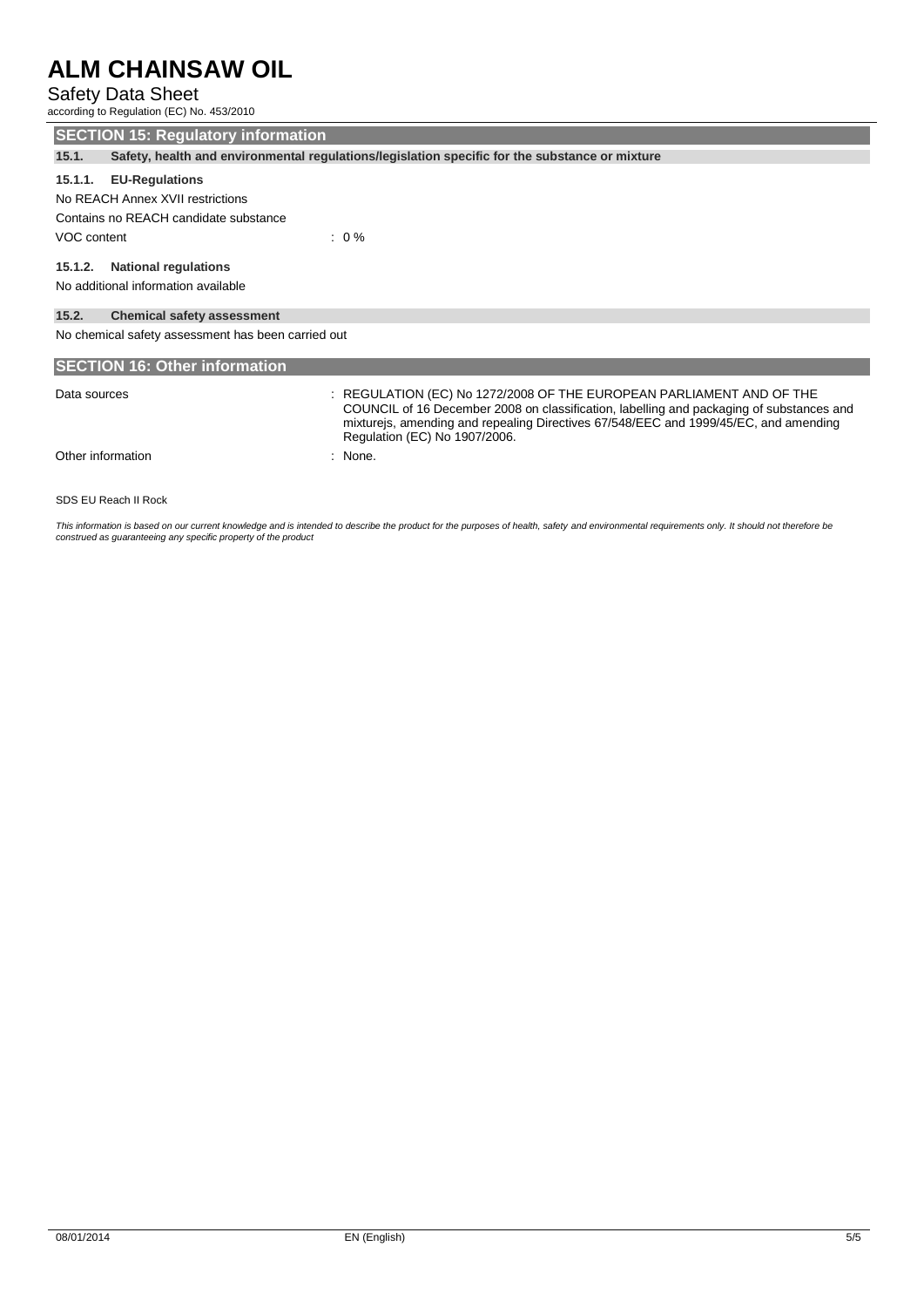## SECTION 15: Regulatory information

### 15.1. Safety, health and environmental regulations/legislation specific for the substance or mixture

#### 15.1.1. EU-Regulations

No REACH Annex XVII restrictions

Contains no REACH candidate substance

VOC content : 0 %

#### 15.1.2. National regulations

No additional information available

### 15.2. Chemical safety assessment

No chemical safety assessment has been carried out

## SECTION 16: Other information

| | |
|---|---|
| Data sources | : REGULATION (EC) No 1272/2008 OF THE EUROPEAN PARLIAMENT AND OF THE COUNCIL of 16 December 2008 on classification, labelling and packaging of substances and mixturejs, amending and repealing Directives 67/548/EEC and 1999/45/EC, and amending Regulation (EC) No 1907/2006. |
| Other information | : None. |

SDS EU Reach II Rock

*This information is based on our current knowledge and is intended to describe the product for the purposes of health, safety and environmental requirements only. It should not therefore be construed as guaranteeing any specific property of the product*